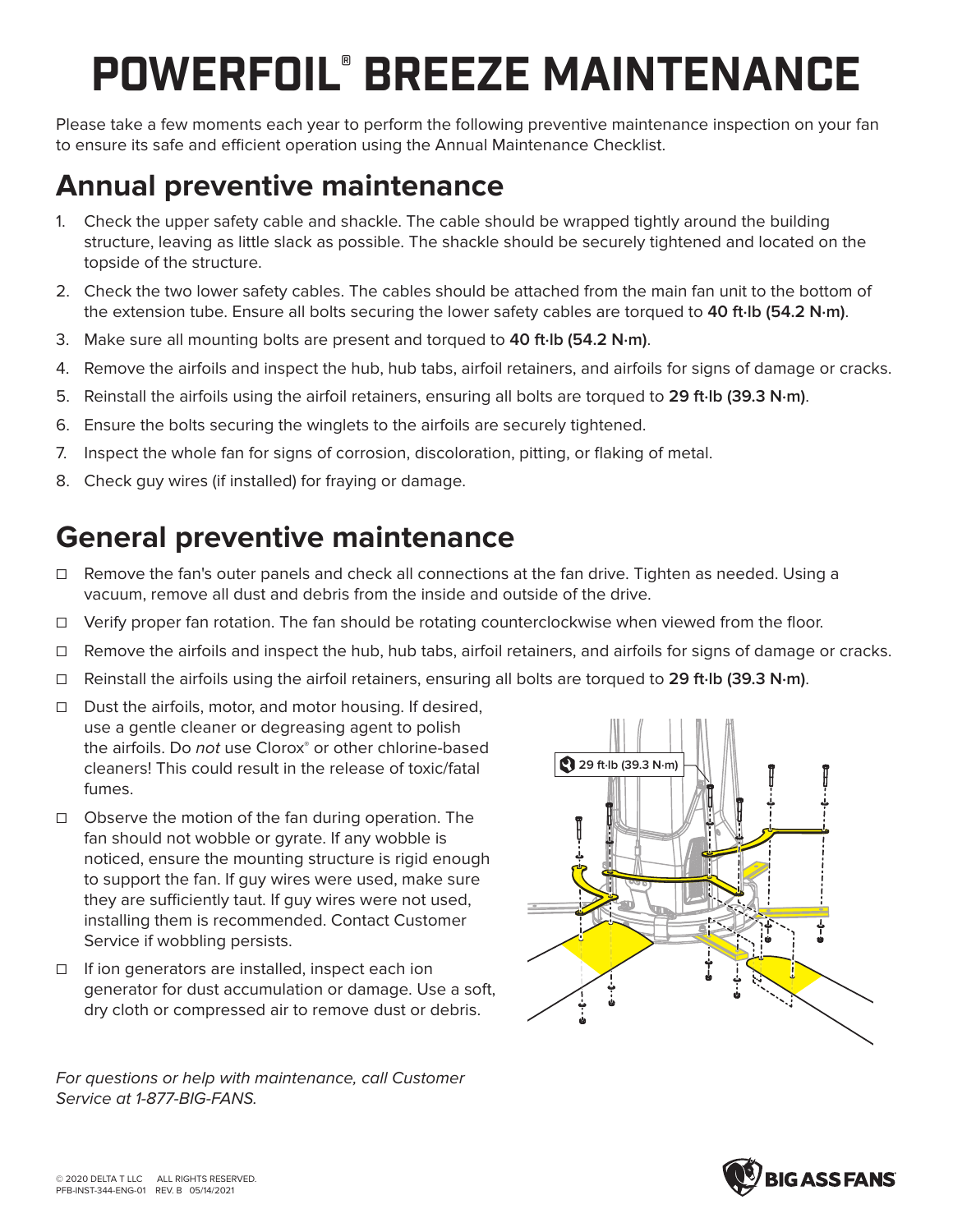# POWERFOIL® BREEZE MAINTENANCE

Please take a few moments each year to perform the following preventive maintenance inspection on your fan to ensure its safe and efficient operation using the Annual Maintenance Checklist.

## Annual preventive maintenance

1. Check the upper safety cable and shackle. The cable should be wrapped tightly around the building structure, leaving as little slack as possible. The shackle should be securely tightened and located on the topside of the structure.
2. Check the two lower safety cables. The cables should be attached from the main fan unit to the bottom of the extension tube. Ensure all bolts securing the lower safety cables are torqued to **40 ft·lb (54.2 N·m)**.
3. Make sure all mounting bolts are present and torqued to **40 ft·lb (54.2 N·m)**.
4. Remove the airfoils and inspect the hub, hub tabs, airfoil retainers, and airfoils for signs of damage or cracks.
5. Reinstall the airfoils using the airfoil retainers, ensuring all bolts are torqued to **29 ft·lb (39.3 N·m)**.
6. Ensure the bolts securing the winglets to the airfoils are securely tightened.
7. Inspect the whole fan for signs of corrosion, discoloration, pitting, or flaking of metal.
8. Check guy wires (if installed) for fraying or damage.

## General preventive maintenance

- ☐ Remove the fan's outer panels and check all connections at the fan drive. Tighten as needed. Using a vacuum, remove all dust and debris from the inside and outside of the drive.
- ☐ Verify proper fan rotation. The fan should be rotating counterclockwise when viewed from the floor.
- ☐ Remove the airfoils and inspect the hub, hub tabs, airfoil retainers, and airfoils for signs of damage or cracks.
- ☐ Reinstall the airfoils using the airfoil retainers, ensuring all bolts are torqued to **29 ft·lb (39.3 N·m)**.
- ☐ Dust the airfoils, motor, and motor housing. If desired, use a gentle cleaner or degreasing agent to polish the airfoils. Do *not* use Clorox® or other chlorine-based cleaners! This could result in the release of toxic/fatal fumes.
- ☐ Observe the motion of the fan during operation. The fan should not wobble or gyrate. If any wobble is noticed, ensure the mounting structure is rigid enough to support the fan. If guy wires were used, make sure they are sufficiently taut. If guy wires were not used, installing them is recommended. Contact Customer Service if wobbling persists.
- ☐ If ion generators are installed, inspect each ion generator for dust accumulation or damage. Use a soft, dry cloth or compressed air to remove dust or debris.

29 ft·lb (39.3 N·m)

*For questions or help with maintenance, call Customer Service at 1-877-BIG-FANS.*

© 2020 DELTA T LLC ALL RIGHTS RESERVED.
PFB-INST-344-ENG-01 REV. B 05/14/2021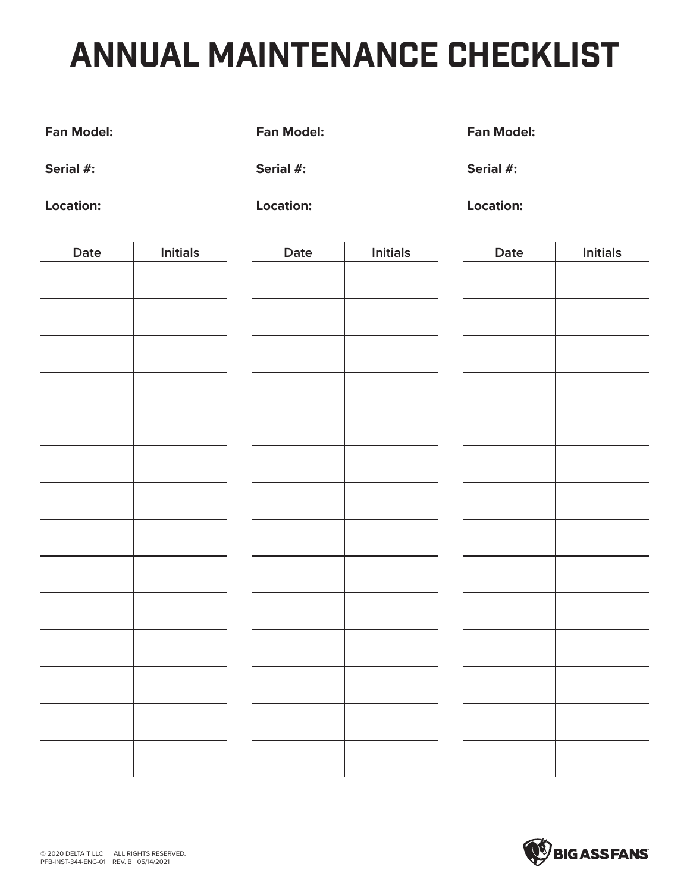# ANNUAL MAINTENANCE CHECKLIST

**Fan Model:**

**Serial #:**

**Location:**

| Date | Initials |
|---|---|
| | |
| | |
| | |
| | |
| | |
| | |
| | |
| | |
| | |
| | |
| | |
| | |
| | |
| | |

**Fan Model:**

**Serial #:**

**Location:**

| Date | Initials |
|---|---|
| | |
| | |
| | |
| | |
| | |
| | |
| | |
| | |
| | |
| | |
| | |
| | |
| | |
| | |

**Fan Model:**

**Serial #:**

**Location:**

| Date | Initials |
|---|---|
| | |
| | |
| | |
| | |
| | |
| | |
| | |
| | |
| | |
| | |
| | |
| | |
| | |
| | |

© 2020 DELTA T LLC ALL RIGHTS RESERVED.
PFB-INST-344-ENG-01 REV. B 05/14/2021

BIG ASS FANS